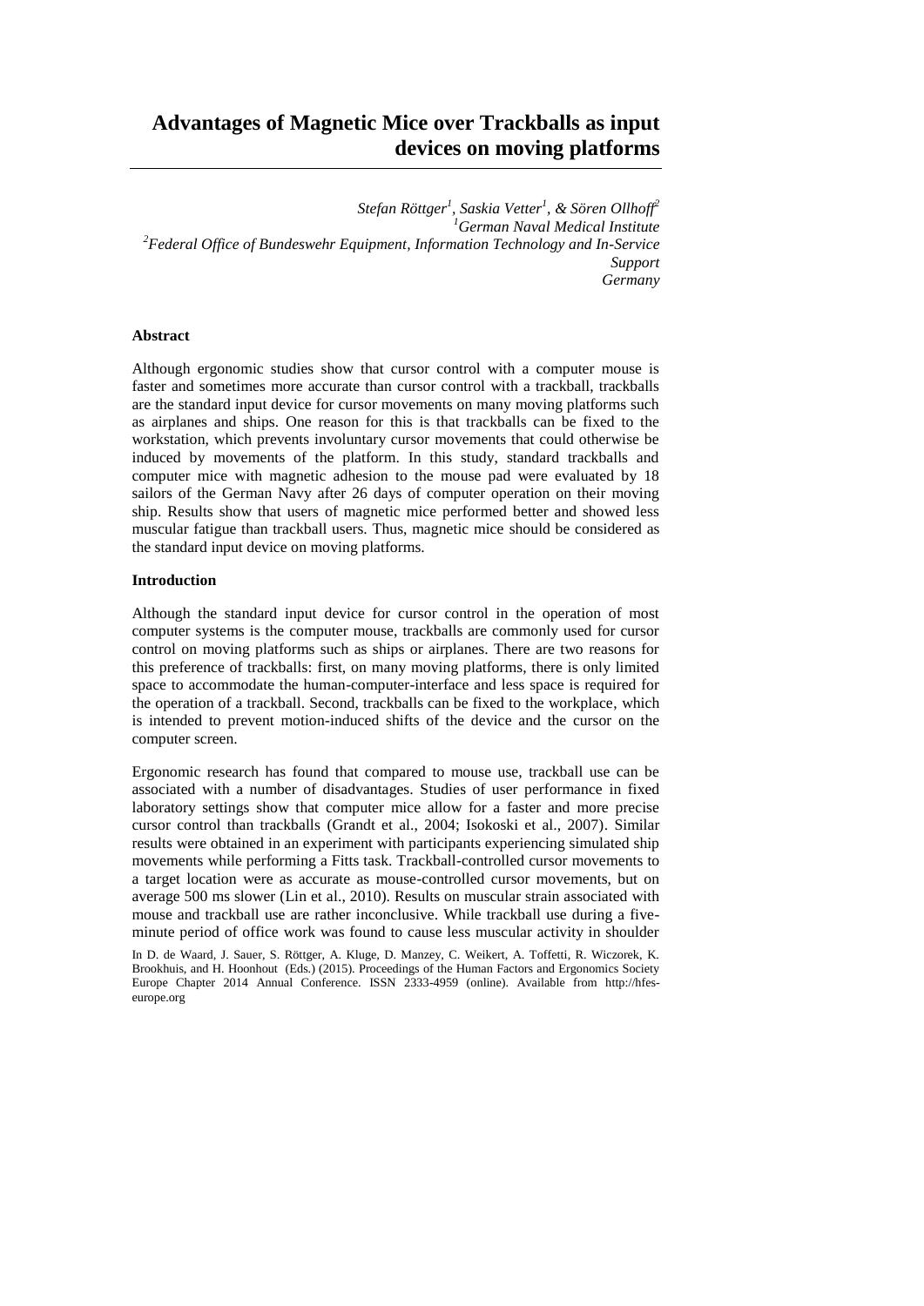# Advantages of Magnetic Mice over Trackballs as input devices on moving platforms

*Stefan Röttger[1], Saskia Vetter[1], & Sören Ollhoff[2]*
*[1]German Naval Medical Institute*
*[2]Federal Office of Bundeswehr Equipment, Information Technology and In-Service Support*
*Germany*

## Abstract

Although ergonomic studies show that cursor control with a computer mouse is faster and sometimes more accurate than cursor control with a trackball, trackballs are the standard input device for cursor movements on many moving platforms such as airplanes and ships. One reason for this is that trackballs can be fixed to the workstation, which prevents involuntary cursor movements that could otherwise be induced by movements of the platform. In this study, standard trackballs and computer mice with magnetic adhesion to the mouse pad were evaluated by 18 sailors of the German Navy after 26 days of computer operation on their moving ship. Results show that users of magnetic mice performed better and showed less muscular fatigue than trackball users. Thus, magnetic mice should be considered as the standard input device on moving platforms.

## Introduction

Although the standard input device for cursor control in the operation of most computer systems is the computer mouse, trackballs are commonly used for cursor control on moving platforms such as ships or airplanes. There are two reasons for this preference of trackballs: first, on many moving platforms, there is only limited space to accommodate the human-computer-interface and less space is required for the operation of a trackball. Second, trackballs can be fixed to the workplace, which is intended to prevent motion-induced shifts of the device and the cursor on the computer screen.

Ergonomic research has found that compared to mouse use, trackball use can be associated with a number of disadvantages. Studies of user performance in fixed laboratory settings show that computer mice allow for a faster and more precise cursor control than trackballs (Grandt et al., 2004; Isokoski et al., 2007). Similar results were obtained in an experiment with participants experiencing simulated ship movements while performing a Fitts task. Trackball-controlled cursor movements to a target location were as accurate as mouse-controlled cursor movements, but on average 500 ms slower (Lin et al., 2010). Results on muscular strain associated with mouse and trackball use are rather inconclusive. While trackball use during a five-minute period of office work was found to cause less muscular activity in shoulder

In D. de Waard, J. Sauer, S. Röttger, A. Kluge, D. Manzey, C. Weikert, A. Toffetti, R. Wiczorek, K. Brookhuis, and H. Hoonhout (Eds.) (2015). Proceedings of the Human Factors and Ergonomics Society Europe Chapter 2014 Annual Conference. ISSN 2333-4959 (online). Available from http://hfes-europe.org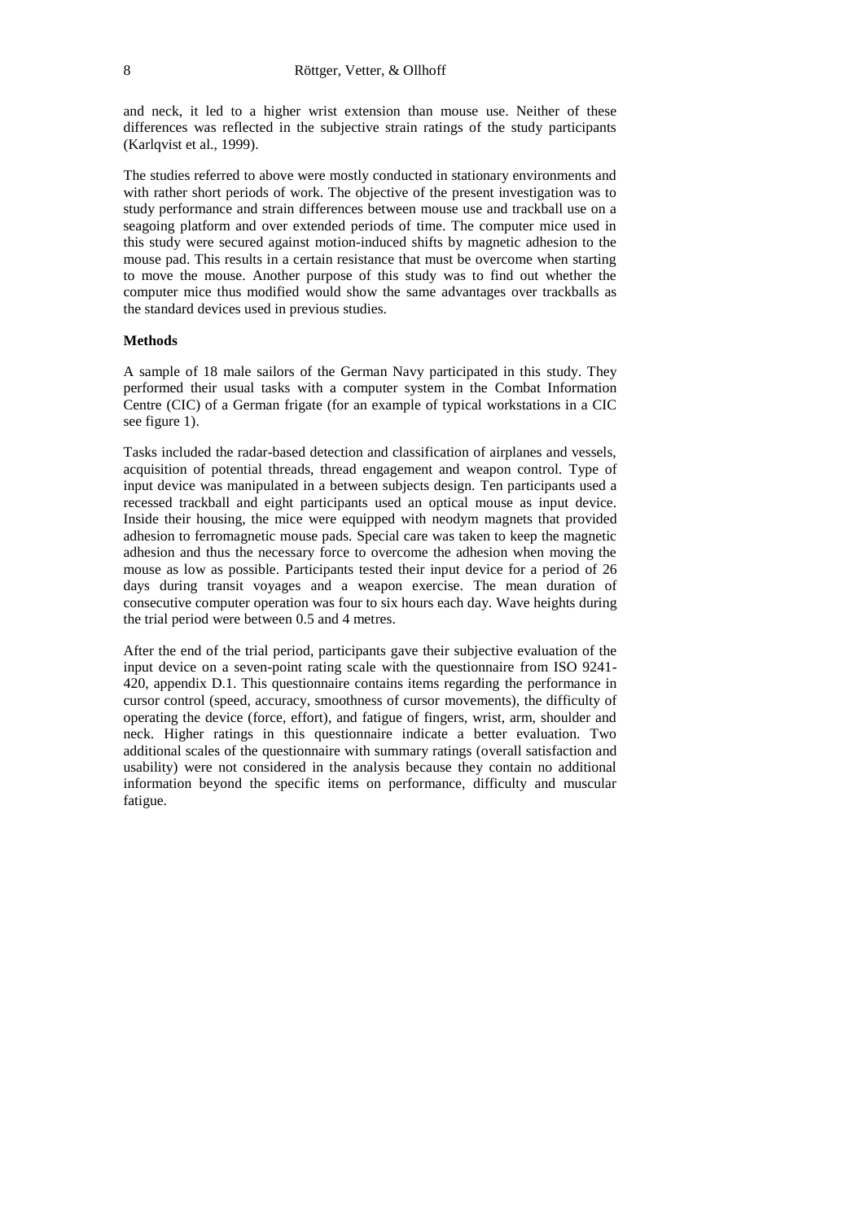and neck, it led to a higher wrist extension than mouse use. Neither of these differences was reflected in the subjective strain ratings of the study participants (Karlqvist et al., 1999).

The studies referred to above were mostly conducted in stationary environments and with rather short periods of work. The objective of the present investigation was to study performance and strain differences between mouse use and trackball use on a seagoing platform and over extended periods of time. The computer mice used in this study were secured against motion-induced shifts by magnetic adhesion to the mouse pad. This results in a certain resistance that must be overcome when starting to move the mouse. Another purpose of this study was to find out whether the computer mice thus modified would show the same advantages over trackballs as the standard devices used in previous studies.

## Methods

A sample of 18 male sailors of the German Navy participated in this study. They performed their usual tasks with a computer system in the Combat Information Centre (CIC) of a German frigate (for an example of typical workstations in a CIC see figure 1).

Tasks included the radar-based detection and classification of airplanes and vessels, acquisition of potential threads, thread engagement and weapon control. Type of input device was manipulated in a between subjects design. Ten participants used a recessed trackball and eight participants used an optical mouse as input device. Inside their housing, the mice were equipped with neodym magnets that provided adhesion to ferromagnetic mouse pads. Special care was taken to keep the magnetic adhesion and thus the necessary force to overcome the adhesion when moving the mouse as low as possible. Participants tested their input device for a period of 26 days during transit voyages and a weapon exercise. The mean duration of consecutive computer operation was four to six hours each day. Wave heights during the trial period were between 0.5 and 4 metres.

After the end of the trial period, participants gave their subjective evaluation of the input device on a seven-point rating scale with the questionnaire from ISO 9241-420, appendix D.1. This questionnaire contains items regarding the performance in cursor control (speed, accuracy, smoothness of cursor movements), the difficulty of operating the device (force, effort), and fatigue of fingers, wrist, arm, shoulder and neck. Higher ratings in this questionnaire indicate a better evaluation. Two additional scales of the questionnaire with summary ratings (overall satisfaction and usability) were not considered in the analysis because they contain no additional information beyond the specific items on performance, difficulty and muscular fatigue.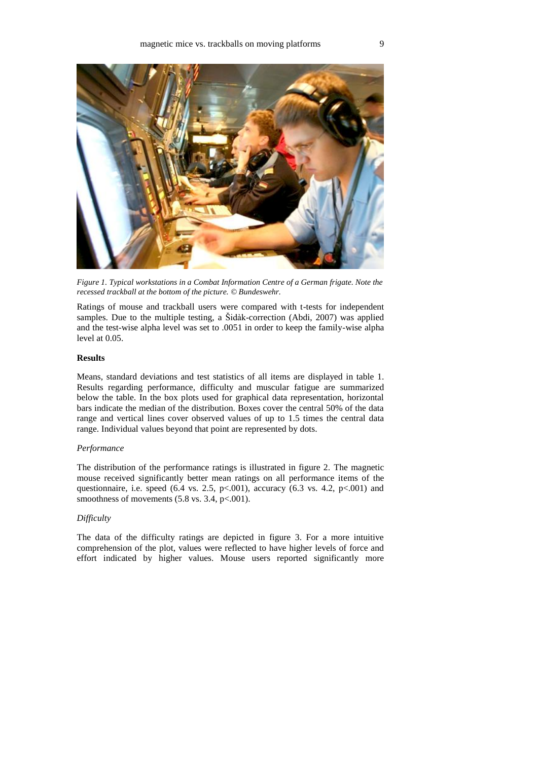*Figure 1. Typical workstations in a Combat Information Centre of a German frigate. Note the recessed trackball at the bottom of the picture. © Bundeswehr.*

Ratings of mouse and trackball users were compared with t-tests for independent samples. Due to the multiple testing, a Šidàk-correction (Abdi, 2007) was applied and the test-wise alpha level was set to .0051 in order to keep the family-wise alpha level at 0.05.

## Results

Means, standard deviations and test statistics of all items are displayed in table 1. Results regarding performance, difficulty and muscular fatigue are summarized below the table. In the box plots used for graphical data representation, horizontal bars indicate the median of the distribution. Boxes cover the central 50% of the data range and vertical lines cover observed values of up to 1.5 times the central data range. Individual values beyond that point are represented by dots.

### *Performance*

The distribution of the performance ratings is illustrated in figure 2. The magnetic mouse received significantly better mean ratings on all performance items of the questionnaire, i.e. speed (6.4 vs. 2.5, $p<.001$), accuracy (6.3 vs. 4.2, $p<.001$) and smoothness of movements (5.8 vs. 3.4, $p<.001$).

### *Difficulty*

The data of the difficulty ratings are depicted in figure 3. For a more intuitive comprehension of the plot, values were reflected to have higher levels of force and effort indicated by higher values. Mouse users reported significantly more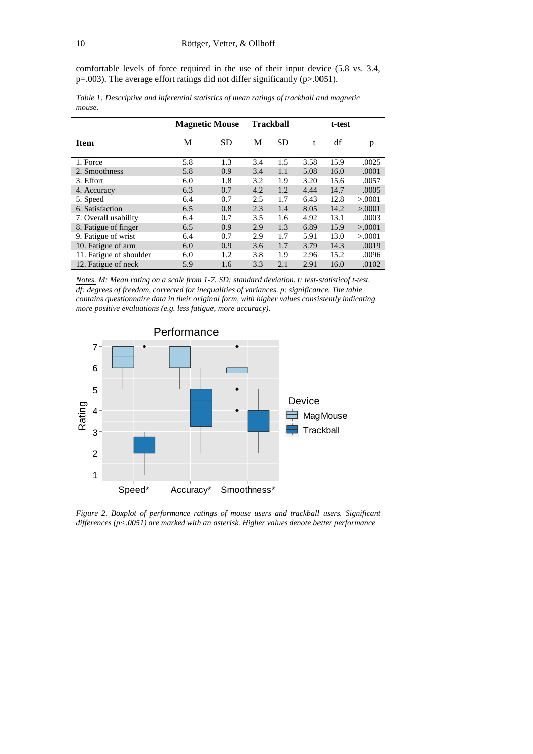comfortable levels of force required in the use of their input device (5.8 vs. 3.4, p=.003). The average effort ratings did not differ significantly (p>.0051).

*Table 1: Descriptive and inferential statistics of mean ratings of trackball and magnetic mouse.*

| | Magnetic Mouse | | Trackball | | t-test | | |
|---|---|---|---|---|---|---|---|
| **Item** | M | SD | M | SD | t | df | p |
| 1. Force | 5.8 | 1.3 | 3.4 | 1.5 | 3.58 | 15.9 | .0025 |
| 2. Smoothness | 5.8 | 0.9 | 3.4 | 1.1 | 5.08 | 16.0 | .0001 |
| 3. Effort | 6.0 | 1.8 | 3.2 | 1.9 | 3.20 | 15.6 | .0057 |
| 4. Accuracy | 6.3 | 0.7 | 4.2 | 1.2 | 4.44 | 14.7 | .0005 |
| 5. Speed | 6.4 | 0.7 | 2.5 | 1.7 | 6.43 | 12.8 | >.0001 |
| 6. Satisfaction | 6.5 | 0.8 | 2.3 | 1.4 | 8.05 | 14.2 | >.0001 |
| 7. Overall usability | 6.4 | 0.7 | 3.5 | 1.6 | 4.92 | 13.1 | .0003 |
| 8. Fatigue of finger | 6.5 | 0.9 | 2.9 | 1.3 | 6.89 | 15.9 | >.0001 |
| 9. Fatigue of wrist | 6.4 | 0.7 | 2.9 | 1.7 | 5.91 | 13.0 | >.0001 |
| 10. Fatigue of arm | 6.0 | 0.9 | 3.6 | 1.7 | 3.79 | 14.3 | .0019 |
| 11. Fatigue of shoulder | 6.0 | 1.2 | 3.8 | 1.9 | 2.96 | 15.2 | .0096 |
| 12. Fatigue of neck | 5.9 | 1.6 | 3.3 | 2.1 | 2.91 | 16.0 | .0102 |

*Notes. M: Mean rating on a scale from 1-7. SD: standard deviation. t: test-statisticof t-test. df: degrees of freedom, corrected for inequalities of variances. p: significance. The table contains questionnaire data in their original form, with higher values consistently indicating more positive evaluations (e.g. less fatigue, more accuracy).*

*Figure 2. Boxplot of performance ratings of mouse users and trackball users. Significant differences (p<.0051) are marked with an asterisk. Higher values denote better performance*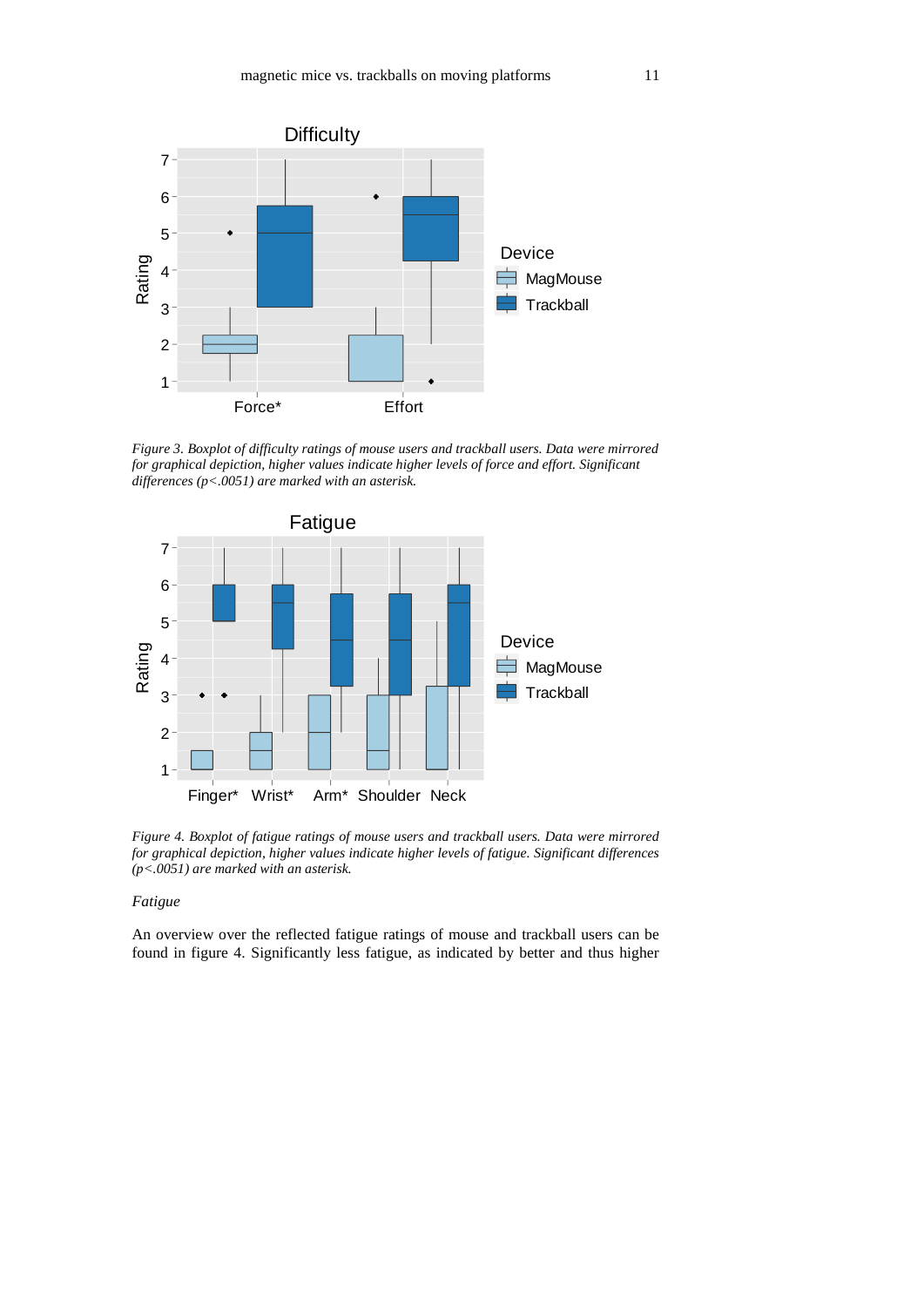*Figure 3. Boxplot of difficulty ratings of mouse users and trackball users. Data were mirrored for graphical depiction, higher values indicate higher levels of force and effort. Significant differences ($p<.0051$) are marked with an asterisk.*

*Figure 4. Boxplot of fatigue ratings of mouse users and trackball users. Data were mirrored for graphical depiction, higher values indicate higher levels of fatigue. Significant differences ($p<.0051$) are marked with an asterisk.*

### *Fatigue*

An overview over the reflected fatigue ratings of mouse and trackball users can be found in figure 4. Significantly less fatigue, as indicated by better and thus higher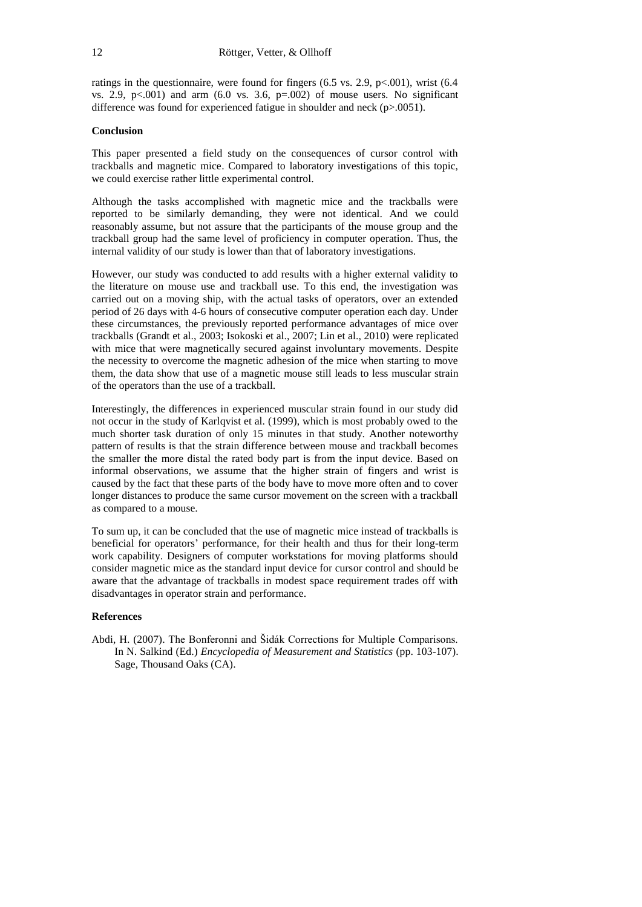ratings in the questionnaire, were found for fingers (6.5 vs. 2.9, $p<.001$), wrist (6.4 vs. 2.9, $p<.001$) and arm (6.0 vs. 3.6, $p=.002$) of mouse users. No significant difference was found for experienced fatigue in shoulder and neck ($p>.0051$).

## Conclusion

This paper presented a field study on the consequences of cursor control with trackballs and magnetic mice. Compared to laboratory investigations of this topic, we could exercise rather little experimental control.

Although the tasks accomplished with magnetic mice and the trackballs were reported to be similarly demanding, they were not identical. And we could reasonably assume, but not assure that the participants of the mouse group and the trackball group had the same level of proficiency in computer operation. Thus, the internal validity of our study is lower than that of laboratory investigations.

However, our study was conducted to add results with a higher external validity to the literature on mouse use and trackball use. To this end, the investigation was carried out on a moving ship, with the actual tasks of operators, over an extended period of 26 days with 4-6 hours of consecutive computer operation each day. Under these circumstances, the previously reported performance advantages of mice over trackballs (Grandt et al., 2003; Isokoski et al., 2007; Lin et al., 2010) were replicated with mice that were magnetically secured against involuntary movements. Despite the necessity to overcome the magnetic adhesion of the mice when starting to move them, the data show that use of a magnetic mouse still leads to less muscular strain of the operators than the use of a trackball.

Interestingly, the differences in experienced muscular strain found in our study did not occur in the study of Karlqvist et al. (1999), which is most probably owed to the much shorter task duration of only 15 minutes in that study. Another noteworthy pattern of results is that the strain difference between mouse and trackball becomes the smaller the more distal the rated body part is from the input device. Based on informal observations, we assume that the higher strain of fingers and wrist is caused by the fact that these parts of the body have to move more often and to cover longer distances to produce the same cursor movement on the screen with a trackball as compared to a mouse.

To sum up, it can be concluded that the use of magnetic mice instead of trackballs is beneficial for operators' performance, for their health and thus for their long-term work capability. Designers of computer workstations for moving platforms should consider magnetic mice as the standard input device for cursor control and should be aware that the advantage of trackballs in modest space requirement trades off with disadvantages in operator strain and performance.

## References

Abdi, H. (2007). The Bonferonni and Šidák Corrections for Multiple Comparisons. In N. Salkind (Ed.) *Encyclopedia of Measurement and Statistics* (pp. 103-107). Sage, Thousand Oaks (CA).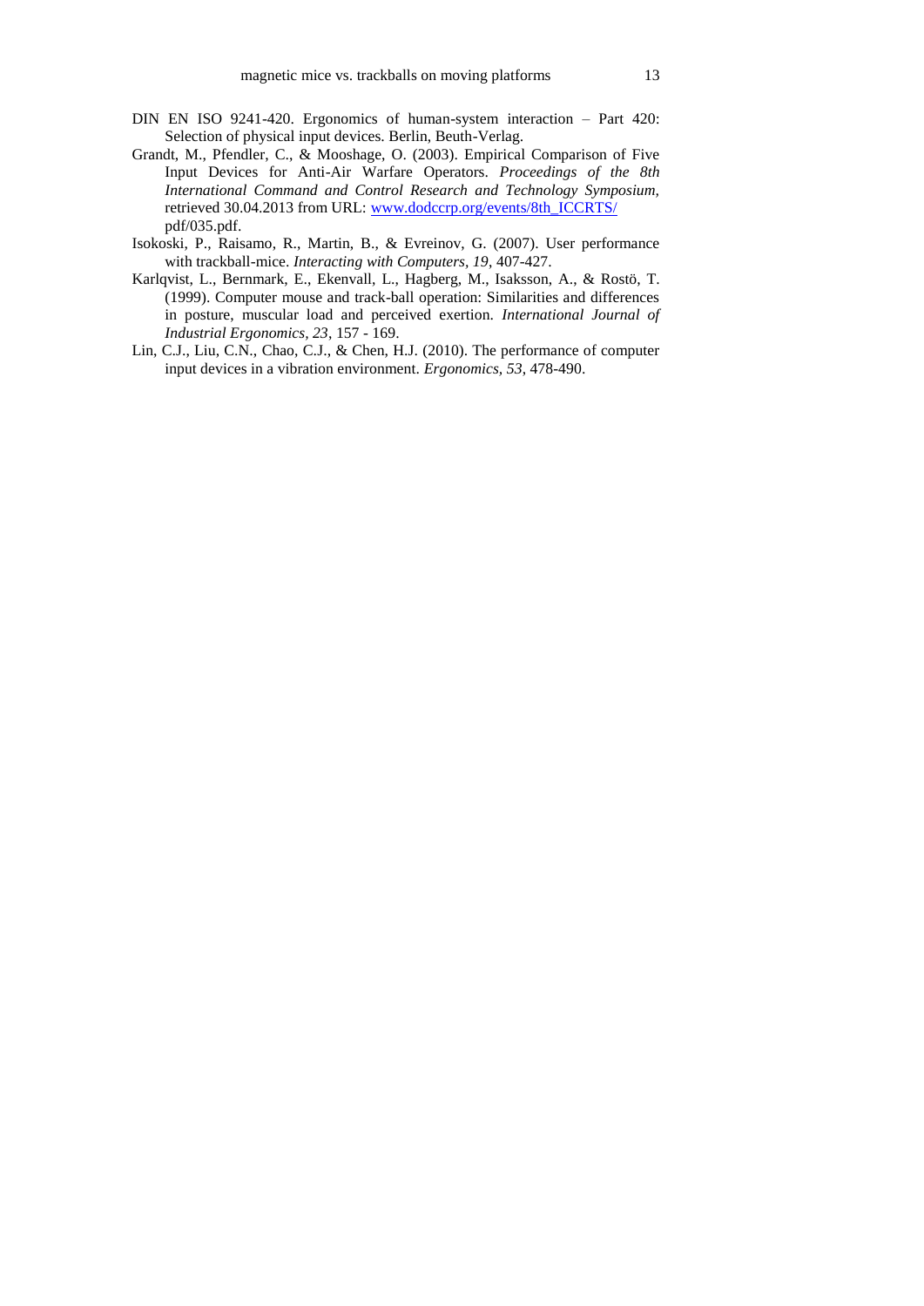DIN EN ISO 9241-420. Ergonomics of human-system interaction – Part 420: Selection of physical input devices. Berlin, Beuth-Verlag.

Grandt, M., Pfendler, C., & Mooshage, O. (2003). Empirical Comparison of Five Input Devices for Anti-Air Warfare Operators. *Proceedings of the 8th International Command and Control Research and Technology Symposium,* retrieved 30.04.2013 from URL: www.dodccrp.org/events/8th_ICCRTS/pdf/035.pdf.

Isokoski, P., Raisamo, R., Martin, B., & Evreinov, G. (2007). User performance with trackball-mice. *Interacting with Computers, 19*, 407-427.

Karlqvist, L., Bernmark, E., Ekenvall, L., Hagberg, M., Isaksson, A., & Rostö, T. (1999). Computer mouse and track-ball operation: Similarities and differences in posture, muscular load and perceived exertion. *International Journal of Industrial Ergonomics, 23*, 157 - 169.

Lin, C.J., Liu, C.N., Chao, C.J., & Chen, H.J. (2010). The performance of computer input devices in a vibration environment. *Ergonomics, 53*, 478-490.